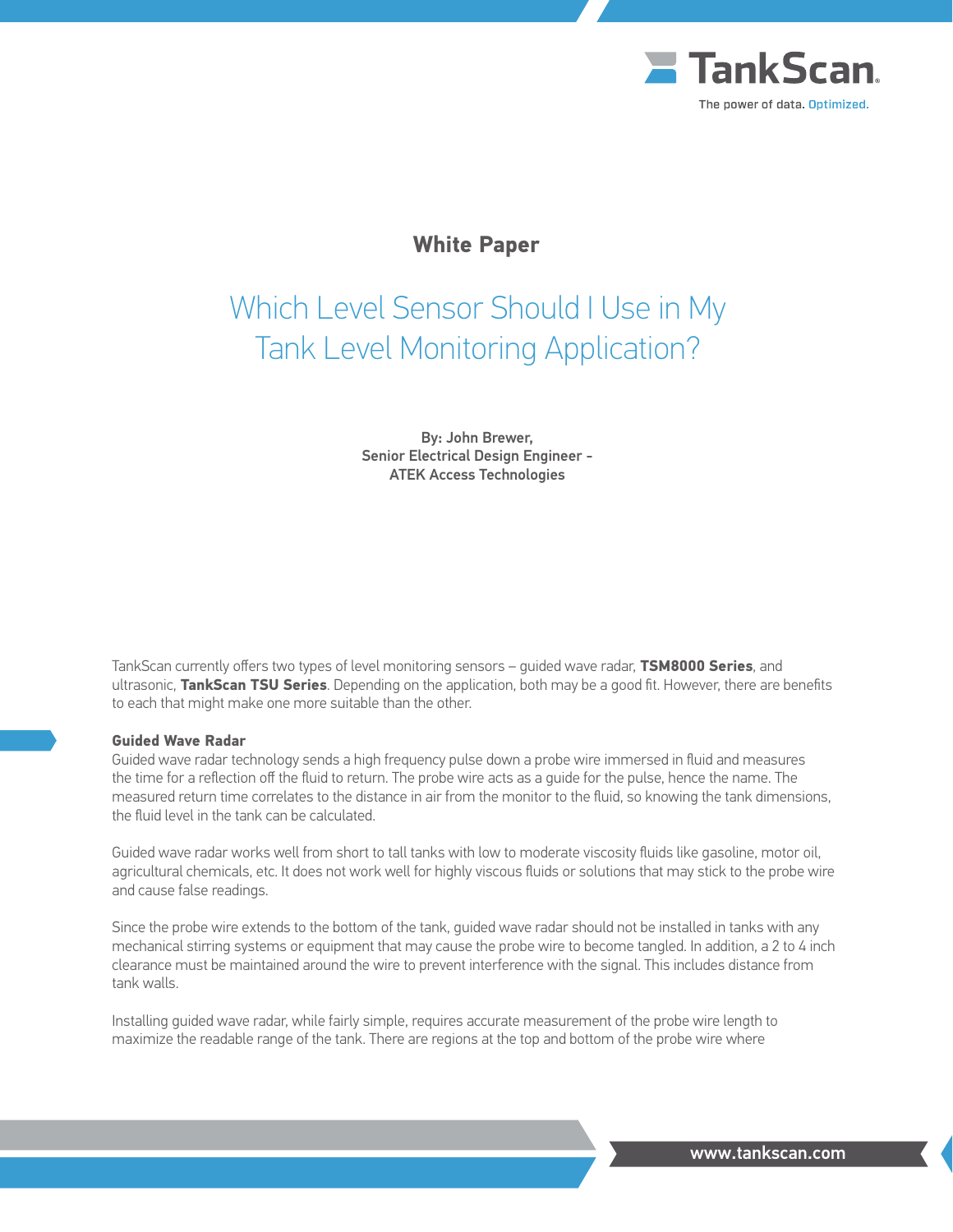TankScan

The power of data. Optimized.

**White Paper**

# Which Level Sensor Should I Use in My Tank Level Monitoring Application?

By: John Brewer,
Senior Electrical Design Engineer -
ATEK Access Technologies

TankScan currently offers two types of level monitoring sensors – guided wave radar, **TSM8000 Series**, and ultrasonic, **TankScan TSU Series**. Depending on the application, both may be a good fit. However, there are benefits to each that might make one more suitable than the other.

## Guided Wave Radar

Guided wave radar technology sends a high frequency pulse down a probe wire immersed in fluid and measures the time for a reflection off the fluid to return. The probe wire acts as a guide for the pulse, hence the name. The measured return time correlates to the distance in air from the monitor to the fluid, so knowing the tank dimensions, the fluid level in the tank can be calculated.

Guided wave radar works well from short to tall tanks with low to moderate viscosity fluids like gasoline, motor oil, agricultural chemicals, etc. It does not work well for highly viscous fluids or solutions that may stick to the probe wire and cause false readings.

Since the probe wire extends to the bottom of the tank, guided wave radar should not be installed in tanks with any mechanical stirring systems or equipment that may cause the probe wire to become tangled. In addition, a 2 to 4 inch clearance must be maintained around the wire to prevent interference with the signal. This includes distance from tank walls.

Installing guided wave radar, while fairly simple, requires accurate measurement of the probe wire length to maximize the readable range of the tank. There are regions at the top and bottom of the probe wire where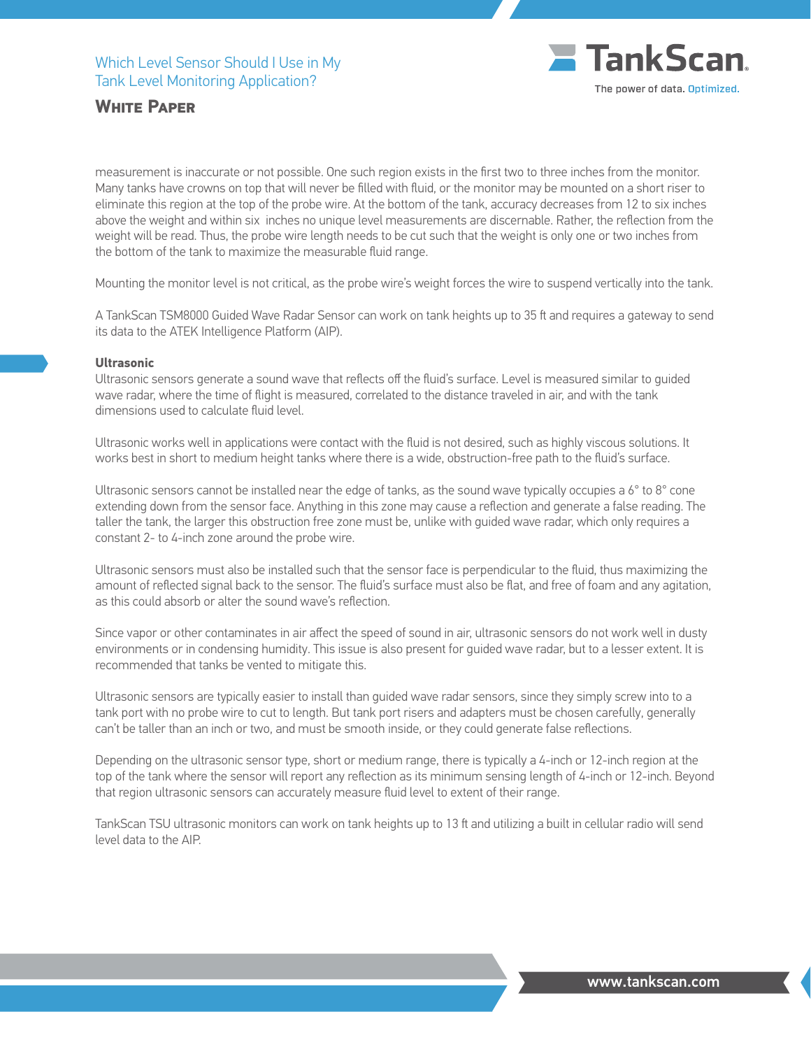measurement is inaccurate or not possible. One such region exists in the first two to three inches from the monitor. Many tanks have crowns on top that will never be filled with fluid, or the monitor may be mounted on a short riser to eliminate this region at the top of the probe wire. At the bottom of the tank, accuracy decreases from 12 to six inches above the weight and within six  inches no unique level measurements are discernable. Rather, the reflection from the weight will be read. Thus, the probe wire length needs to be cut such that the weight is only one or two inches from the bottom of the tank to maximize the measurable fluid range.

Mounting the monitor level is not critical, as the probe wire's weight forces the wire to suspend vertically into the tank.

A TankScan TSM8000 Guided Wave Radar Sensor can work on tank heights up to 35 ft and requires a gateway to send its data to the ATEK Intelligence Platform (AIP).

**Ultrasonic**

Ultrasonic sensors generate a sound wave that reflects off the fluid's surface. Level is measured similar to guided wave radar, where the time of flight is measured, correlated to the distance traveled in air, and with the tank dimensions used to calculate fluid level.

Ultrasonic works well in applications were contact with the fluid is not desired, such as highly viscous solutions. It works best in short to medium height tanks where there is a wide, obstruction-free path to the fluid's surface.

Ultrasonic sensors cannot be installed near the edge of tanks, as the sound wave typically occupies a 6° to 8° cone extending down from the sensor face. Anything in this zone may cause a reflection and generate a false reading. The taller the tank, the larger this obstruction free zone must be, unlike with guided wave radar, which only requires a constant 2- to 4-inch zone around the probe wire.

Ultrasonic sensors must also be installed such that the sensor face is perpendicular to the fluid, thus maximizing the amount of reflected signal back to the sensor. The fluid's surface must also be flat, and free of foam and any agitation, as this could absorb or alter the sound wave's reflection.

Since vapor or other contaminates in air affect the speed of sound in air, ultrasonic sensors do not work well in dusty environments or in condensing humidity. This issue is also present for guided wave radar, but to a lesser extent. It is recommended that tanks be vented to mitigate this.

Ultrasonic sensors are typically easier to install than guided wave radar sensors, since they simply screw into to a tank port with no probe wire to cut to length. But tank port risers and adapters must be chosen carefully, generally can't be taller than an inch or two, and must be smooth inside, or they could generate false reflections.

Depending on the ultrasonic sensor type, short or medium range, there is typically a 4-inch or 12-inch region at the top of the tank where the sensor will report any reflection as its minimum sensing length of 4-inch or 12-inch. Beyond that region ultrasonic sensors can accurately measure fluid level to extent of their range.

TankScan TSU ultrasonic monitors can work on tank heights up to 13 ft and utilizing a built in cellular radio will send level data to the AIP.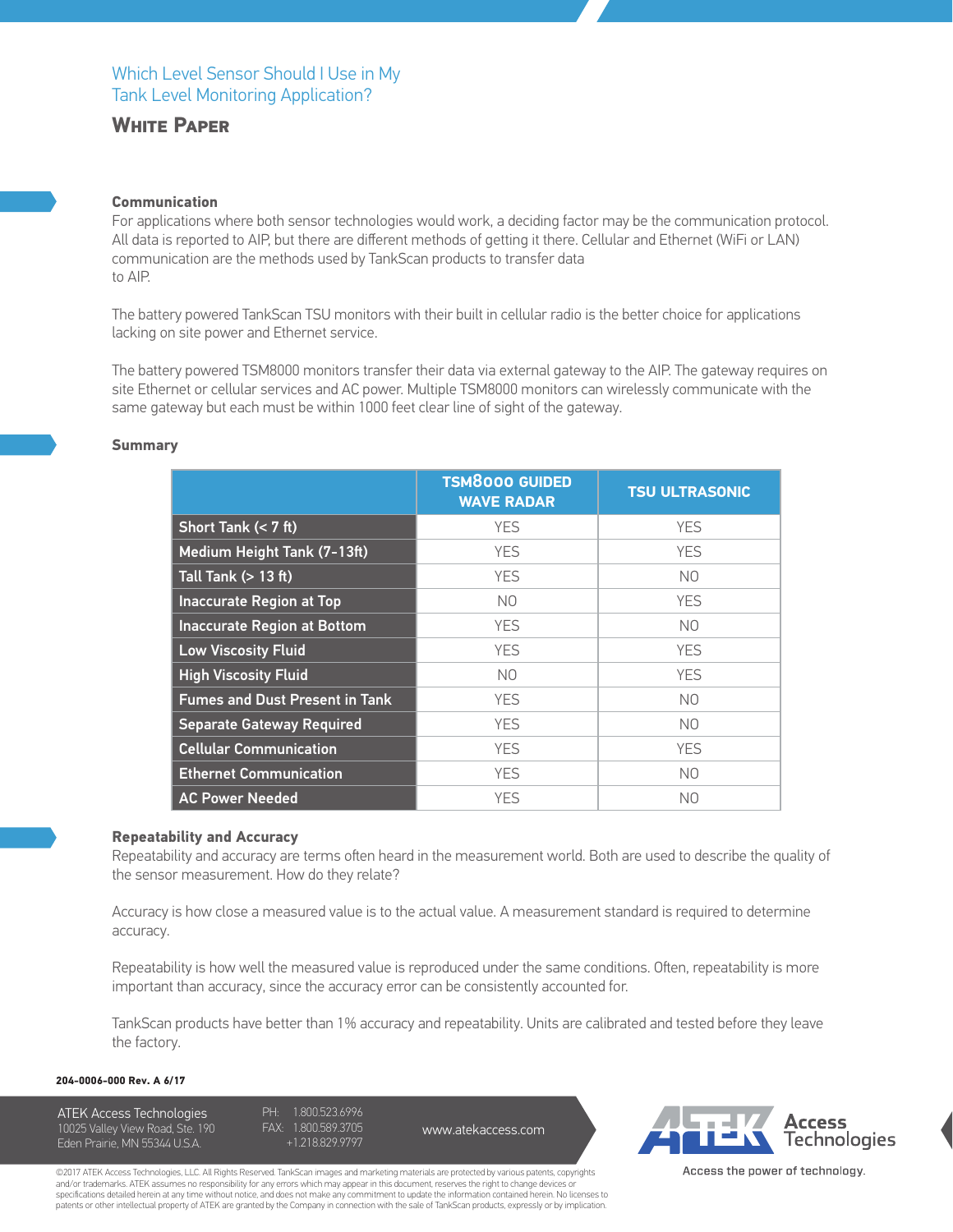## Communication

For applications where both sensor technologies would work, a deciding factor may be the communication protocol. All data is reported to AIP, but there are different methods of getting it there. Cellular and Ethernet (WiFi or LAN) communication are the methods used by TankScan products to transfer data to AIP.

The battery powered TankScan TSU monitors with their built in cellular radio is the better choice for applications lacking on site power and Ethernet service.

The battery powered TSM8000 monitors transfer their data via external gateway to the AIP. The gateway requires on site Ethernet or cellular services and AC power. Multiple TSM8000 monitors can wirelessly communicate with the same gateway but each must be within 1000 feet clear line of sight of the gateway.

## Summary

| | TSM8000 GUIDED WAVE RADAR | TSU ULTRASONIC |
|---|---|---|
| Short Tank (< 7 ft) | YES | YES |
| Medium Height Tank (7-13ft) | YES | YES |
| Tall Tank (> 13 ft) | YES | NO |
| Inaccurate Region at Top | NO | YES |
| Inaccurate Region at Bottom | YES | NO |
| Low Viscosity Fluid | YES | YES |
| High Viscosity Fluid | NO | YES |
| Fumes and Dust Present in Tank | YES | NO |
| Separate Gateway Required | YES | NO |
| Cellular Communication | YES | YES |
| Ethernet Communication | YES | NO |
| AC Power Needed | YES | NO |

## Repeatability and Accuracy

Repeatability and accuracy are terms often heard in the measurement world. Both are used to describe the quality of the sensor measurement. How do they relate?

Accuracy is how close a measured value is to the actual value. A measurement standard is required to determine accuracy.

Repeatability is how well the measured value is reproduced under the same conditions. Often, repeatability is more important than accuracy, since the accuracy error can be consistently accounted for.

TankScan products have better than 1% accuracy and repeatability. Units are calibrated and tested before they leave the factory.

**204-0006-000 Rev. A 6/17**

ATEK Access Technologies
10025 Valley View Road, Ste. 190
Eden Prairie, MN 55344 U.S.A.

PH: 1.800.523.6996
FAX: 1.800.589.3705
+1.218.829.9797

www.atekaccess.com

Access Technologies

Access the power of technology.

©2017 ATEK Access Technologies, LLC. All Rights Reserved. TankScan images and marketing materials are protected by various patents, copyrights and/or trademarks. ATEK assumes no responsibility for any errors which may appear in this document, reserves the right to change devices or specifications detailed herein at any time without notice, and does not make any commitment to update the information contained herein. No licenses to patents or other intellectual property of ATEK are granted by the Company in connection with the sale of TankScan products, expressly or by implication.